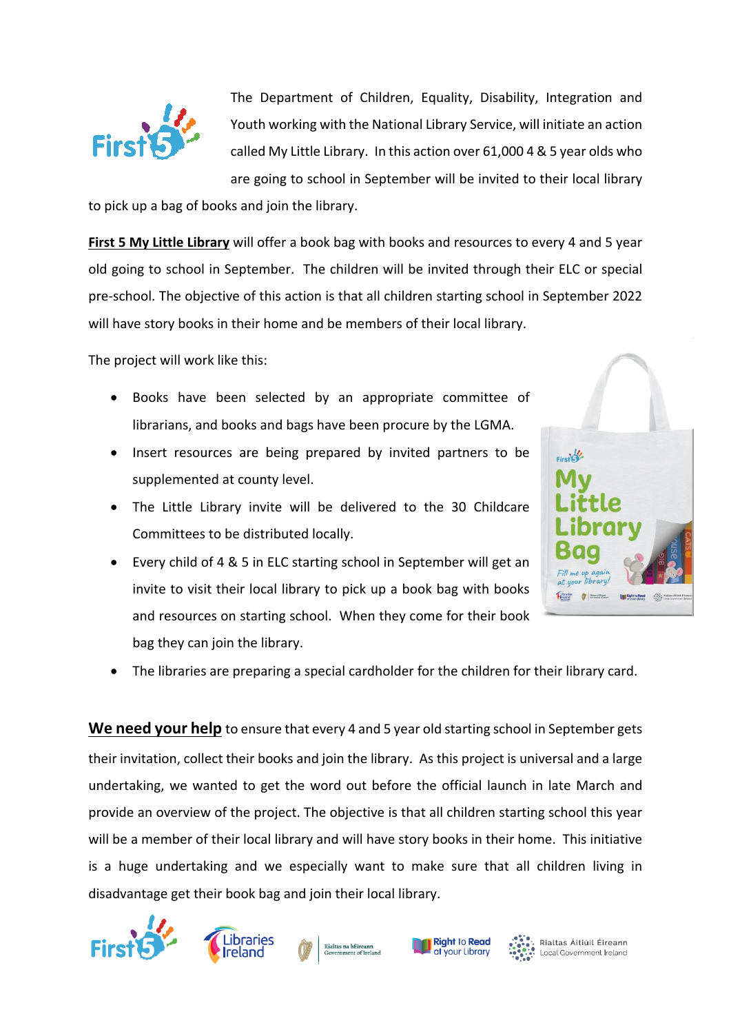The Department of Children, Equality, Disability, Integration and Youth working with the National Library Service, will initiate an action called My Little Library. In this action over 61,000 4 & 5 year olds who are going to school in September will be invited to their local library to pick up a bag of books and join the library.

**First 5 My Little Library** will offer a book bag with books and resources to every 4 and 5 year old going to school in September. The children will be invited through their ELC or special pre-school. The objective of this action is that all children starting school in September 2022 will have story books in their home and be members of their local library.

The project will work like this:

- Books have been selected by an appropriate committee of librarians, and books and bags have been procure by the LGMA.
- Insert resources are being prepared by invited partners to be supplemented at county level.
- The Little Library invite will be delivered to the 30 Childcare Committees to be distributed locally.
- Every child of 4 & 5 in ELC starting school in September will get an invite to visit their local library to pick up a book bag with books and resources on starting school. When they come for their book bag they can join the library.
- The libraries are preparing a special cardholder for the children for their library card.

**We need your help** to ensure that every 4 and 5 year old starting school in September gets their invitation, collect their books and join the library. As this project is universal and a large undertaking, we wanted to get the word out before the official launch in late March and provide an overview of the project. The objective is that all children starting school this year will be a member of their local library and will have story books in their home. This initiative is a huge undertaking and we especially want to make sure that all children living in disadvantage get their book bag and join their local library.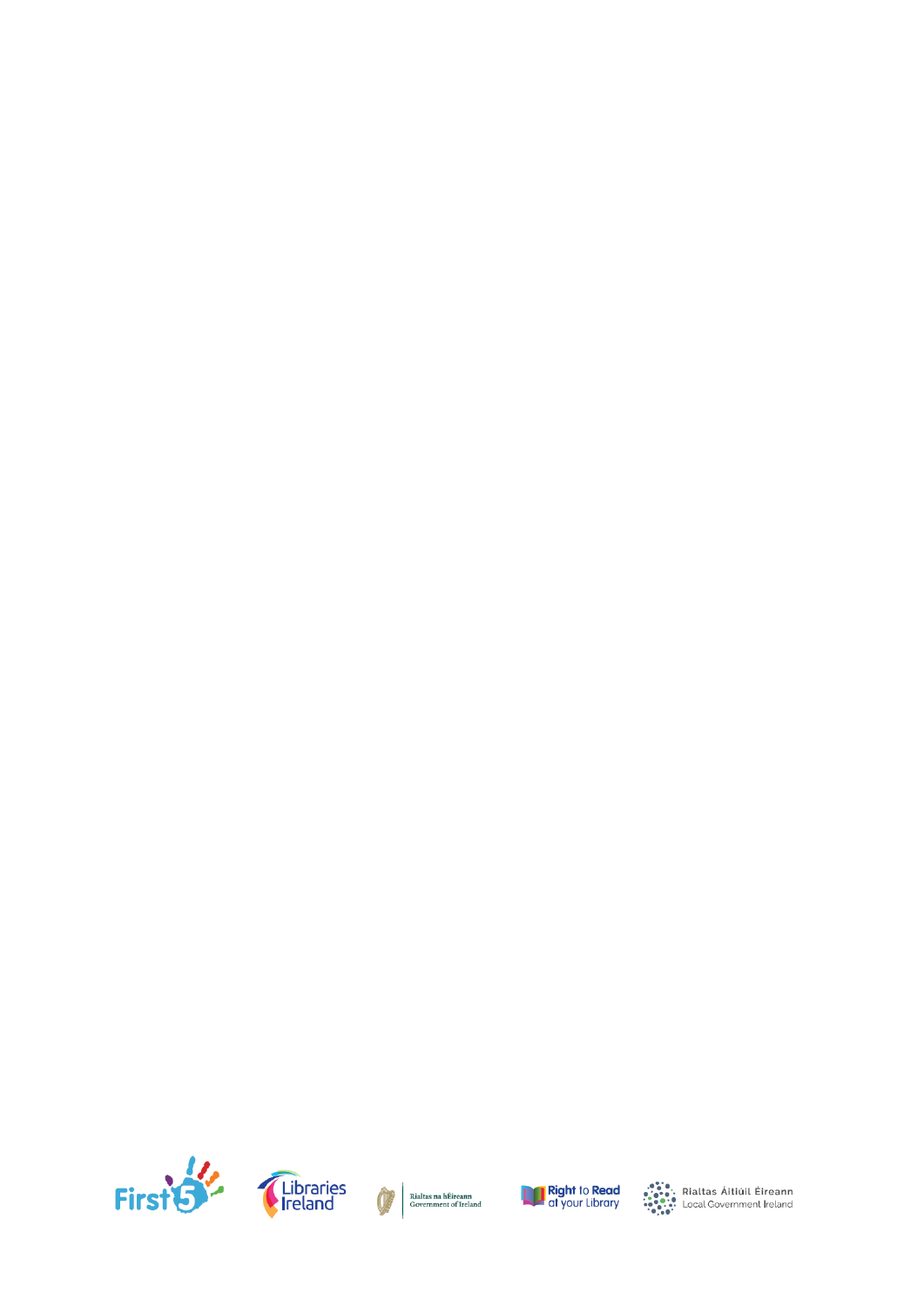First 5

Libraries Ireland

Rialtas na hÉireann
Government of Ireland

Right to Read at your Library

Rialtas Áitiúil Éireann
Local Government Ireland